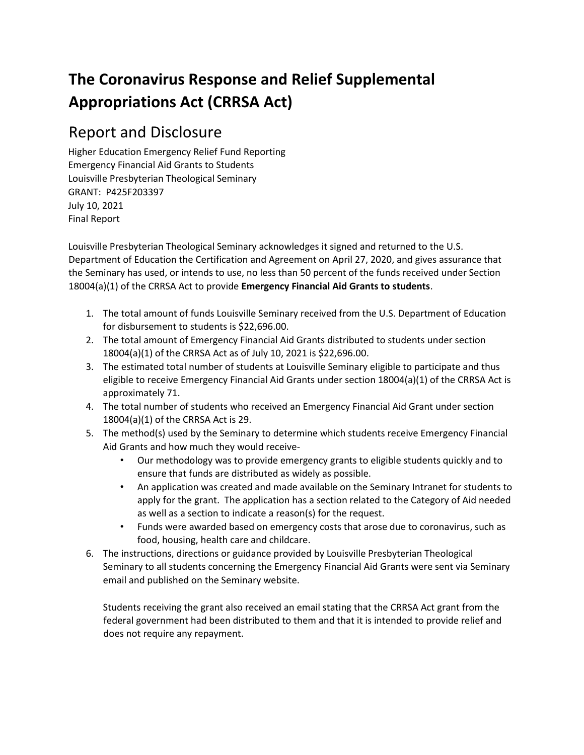# The Coronavirus Response and Relief Supplemental Appropriations Act (CRRSA Act)

## Report and Disclosure

Higher Education Emergency Relief Fund Reporting
Emergency Financial Aid Grants to Students
Louisville Presbyterian Theological Seminary
GRANT: P425F203397
July 10, 2021
Final Report

Louisville Presbyterian Theological Seminary acknowledges it signed and returned to the U.S. Department of Education the Certification and Agreement on April 27, 2020, and gives assurance that the Seminary has used, or intends to use, no less than 50 percent of the funds received under Section 18004(a)(1) of the CRRSA Act to provide **Emergency Financial Aid Grants to students**.

1. The total amount of funds Louisville Seminary received from the U.S. Department of Education for disbursement to students is $22,696.00.
2. The total amount of Emergency Financial Aid Grants distributed to students under section 18004(a)(1) of the CRRSA Act as of July 10, 2021 is $22,696.00.
3. The estimated total number of students at Louisville Seminary eligible to participate and thus eligible to receive Emergency Financial Aid Grants under section 18004(a)(1) of the CRRSA Act is approximately 71.
4. The total number of students who received an Emergency Financial Aid Grant under section 18004(a)(1) of the CRRSA Act is 29.
5. The method(s) used by the Seminary to determine which students receive Emergency Financial Aid Grants and how much they would receive-
   - Our methodology was to provide emergency grants to eligible students quickly and to ensure that funds are distributed as widely as possible.
   - An application was created and made available on the Seminary Intranet for students to apply for the grant. The application has a section related to the Category of Aid needed as well as a section to indicate a reason(s) for the request.
   - Funds were awarded based on emergency costs that arose due to coronavirus, such as food, housing, health care and childcare.
6. The instructions, directions or guidance provided by Louisville Presbyterian Theological Seminary to all students concerning the Emergency Financial Aid Grants were sent via Seminary email and published on the Seminary website.

   Students receiving the grant also received an email stating that the CRRSA Act grant from the federal government had been distributed to them and that it is intended to provide relief and does not require any repayment.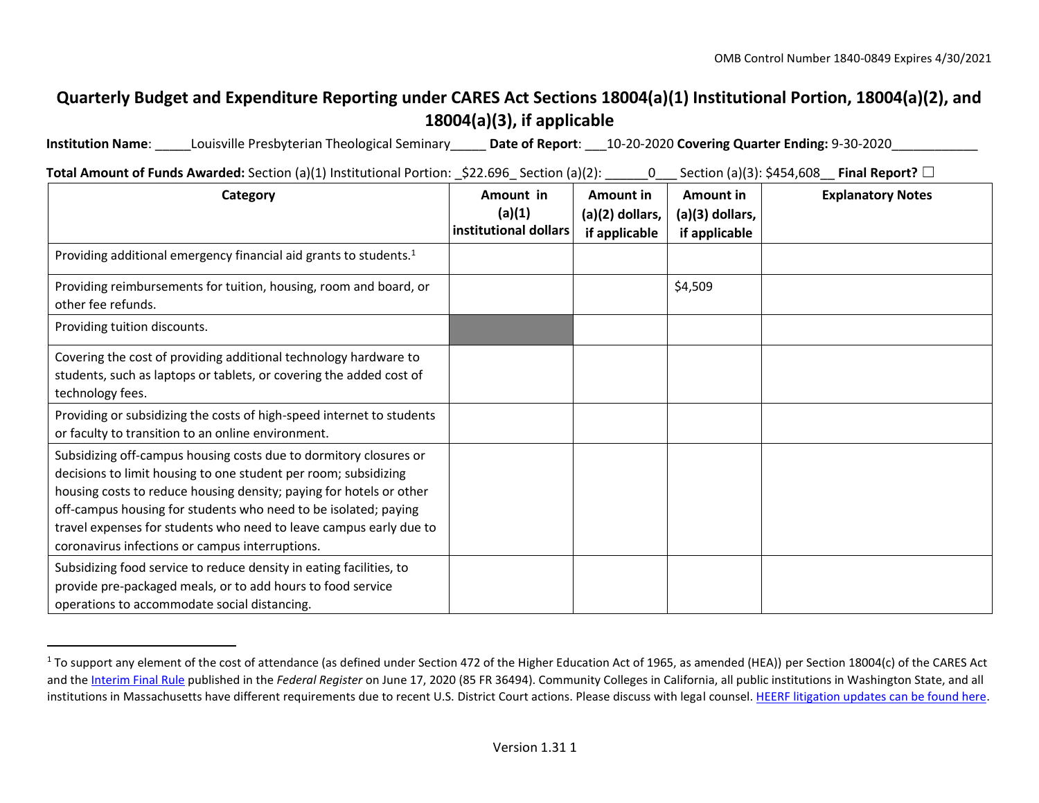OMB Control Number 1840-0849 Expires 4/30/2021

# Quarterly Budget and Expenditure Reporting under CARES Act Sections 18004(a)(1) Institutional Portion, 18004(a)(2), and 18004(a)(3), if applicable

**Institution Name**: _____Louisville Presbyterian Theological Seminary_____ **Date of Report**: ___10-20-2020 **Covering Quarter Ending:** 9-30-2020___________

**Total Amount of Funds Awarded:** Section (a)(1) Institutional Portion: _$22.696_ Section (a)(2): ______0___ Section (a)(3): $454,608__ **Final Report?** ☐

| Category | Amount in (a)(1) institutional dollars | Amount in (a)(2) dollars, if applicable | Amount in (a)(3) dollars, if applicable | Explanatory Notes |
|---|---|---|---|---|
| Providing additional emergency financial aid grants to students.[1] | | | | |
| Providing reimbursements for tuition, housing, room and board, or other fee refunds. | | | $4,509 | |
| Providing tuition discounts. | | | | |
| Covering the cost of providing additional technology hardware to students, such as laptops or tablets, or covering the added cost of technology fees. | | | | |
| Providing or subsidizing the costs of high-speed internet to students or faculty to transition to an online environment. | | | | |
| Subsidizing off-campus housing costs due to dormitory closures or decisions to limit housing to one student per room; subsidizing housing costs to reduce housing density; paying for hotels or other off-campus housing for students who need to be isolated; paying travel expenses for students who need to leave campus early due to coronavirus infections or campus interruptions. | | | | |
| Subsidizing food service to reduce density in eating facilities, to provide pre-packaged meals, or to add hours to food service operations to accommodate social distancing. | | | | |

[1] To support any element of the cost of attendance (as defined under Section 472 of the Higher Education Act of 1965, as amended (HEA)) per Section 18004(c) of the CARES Act and the Interim Final Rule published in the *Federal Register* on June 17, 2020 (85 FR 36494). Community Colleges in California, all public institutions in Washington State, and all institutions in Massachusetts have different requirements due to recent U.S. District Court actions. Please discuss with legal counsel. HEERF litigation updates can be found here.

Version 1.31 1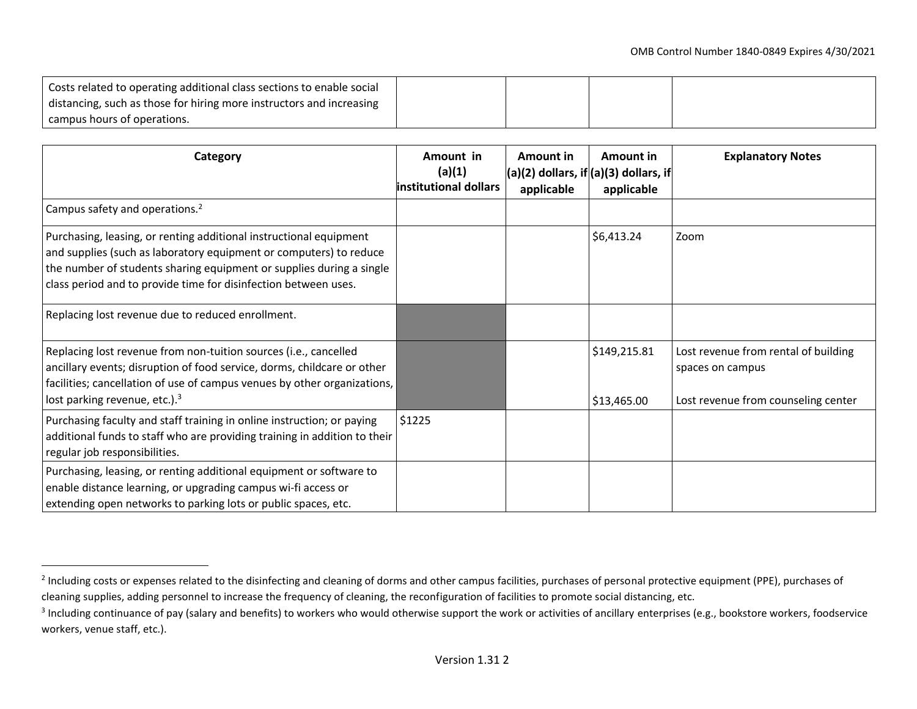| Costs related to operating additional class sections to enable social distancing, such as those for hiring more instructors and increasing campus hours of operations. | | | | |
|---|---|---|---|---|

| Category | Amount in (a)(1) institutional dollars | Amount in (a)(2) dollars, if applicable | Amount in (a)(3) dollars, if applicable | Explanatory Notes |
|---|---|---|---|---|
| Campus safety and operations.[2] | | | | |
| Purchasing, leasing, or renting additional instructional equipment and supplies (such as laboratory equipment or computers) to reduce the number of students sharing equipment or supplies during a single class period and to provide time for disinfection between uses. | | | $6,413.24 | Zoom |
| Replacing lost revenue due to reduced enrollment. | | | | |
| Replacing lost revenue from non-tuition sources (i.e., cancelled ancillary events; disruption of food service, dorms, childcare or other facilities; cancellation of use of campus venues by other organizations, lost parking revenue, etc.).[3] | | | $149,215.81<br><br>$13,465.00 | Lost revenue from rental of building spaces on campus<br><br>Lost revenue from counseling center |
| Purchasing faculty and staff training in online instruction; or paying additional funds to staff who are providing training in addition to their regular job responsibilities. | $1225 | | | |
| Purchasing, leasing, or renting additional equipment or software to enable distance learning, or upgrading campus wi-fi access or extending open networks to parking lots or public spaces, etc. | | | | |

[2] Including costs or expenses related to the disinfecting and cleaning of dorms and other campus facilities, purchases of personal protective equipment (PPE), purchases of cleaning supplies, adding personnel to increase the frequency of cleaning, the reconfiguration of facilities to promote social distancing, etc.

[3] Including continuance of pay (salary and benefits) to workers who would otherwise support the work or activities of ancillary enterprises (e.g., bookstore workers, foodservice workers, venue staff, etc.).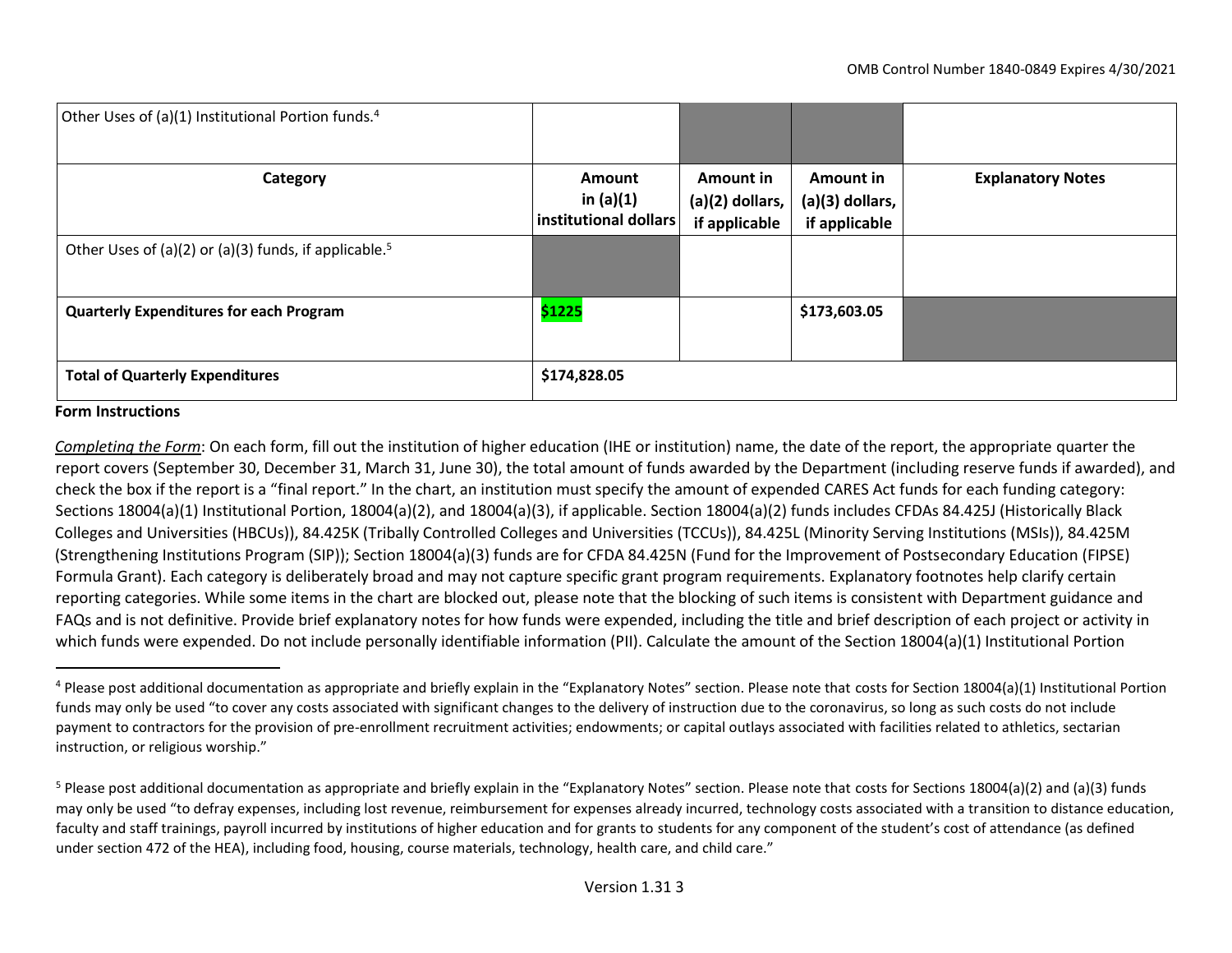| Other Uses of (a)(1) Institutional Portion funds.[4] | | | | |
|---|---|---|---|---|
| **Category** | **Amount in (a)(1) institutional dollars** | **Amount in (a)(2) dollars, if applicable** | **Amount in (a)(3) dollars, if applicable** | **Explanatory Notes** |
| Other Uses of (a)(2) or (a)(3) funds, if applicable.[5] | | | | |
| **Quarterly Expenditures for each Program** | **$1225** | | **$173,603.05** | |
| **Total of Quarterly Expenditures** | **$174,828.05** | | | |

**Form Instructions**

*Completing the Form*: On each form, fill out the institution of higher education (IHE or institution) name, the date of the report, the appropriate quarter the report covers (September 30, December 31, March 31, June 30), the total amount of funds awarded by the Department (including reserve funds if awarded), and check the box if the report is a "final report." In the chart, an institution must specify the amount of expended CARES Act funds for each funding category: Sections 18004(a)(1) Institutional Portion, 18004(a)(2), and 18004(a)(3), if applicable. Section 18004(a)(2) funds includes CFDAs 84.425J (Historically Black Colleges and Universities (HBCUs)), 84.425K (Tribally Controlled Colleges and Universities (TCCUs)), 84.425L (Minority Serving Institutions (MSIs)), 84.425M (Strengthening Institutions Program (SIP)); Section 18004(a)(3) funds are for CFDA 84.425N (Fund for the Improvement of Postsecondary Education (FIPSE) Formula Grant). Each category is deliberately broad and may not capture specific grant program requirements. Explanatory footnotes help clarify certain reporting categories. While some items in the chart are blocked out, please note that the blocking of such items is consistent with Department guidance and FAQs and is not definitive. Provide brief explanatory notes for how funds were expended, including the title and brief description of each project or activity in which funds were expended. Do not include personally identifiable information (PII). Calculate the amount of the Section 18004(a)(1) Institutional Portion

---

[4] Please post additional documentation as appropriate and briefly explain in the "Explanatory Notes" section. Please note that costs for Section 18004(a)(1) Institutional Portion funds may only be used "to cover any costs associated with significant changes to the delivery of instruction due to the coronavirus, so long as such costs do not include payment to contractors for the provision of pre-enrollment recruitment activities; endowments; or capital outlays associated with facilities related to athletics, sectarian instruction, or religious worship."

[5] Please post additional documentation as appropriate and briefly explain in the "Explanatory Notes" section. Please note that costs for Sections 18004(a)(2) and (a)(3) funds may only be used "to defray expenses, including lost revenue, reimbursement for expenses already incurred, technology costs associated with a transition to distance education, faculty and staff trainings, payroll incurred by institutions of higher education and for grants to students for any component of the student's cost of attendance (as defined under section 472 of the HEA), including food, housing, course materials, technology, health care, and child care."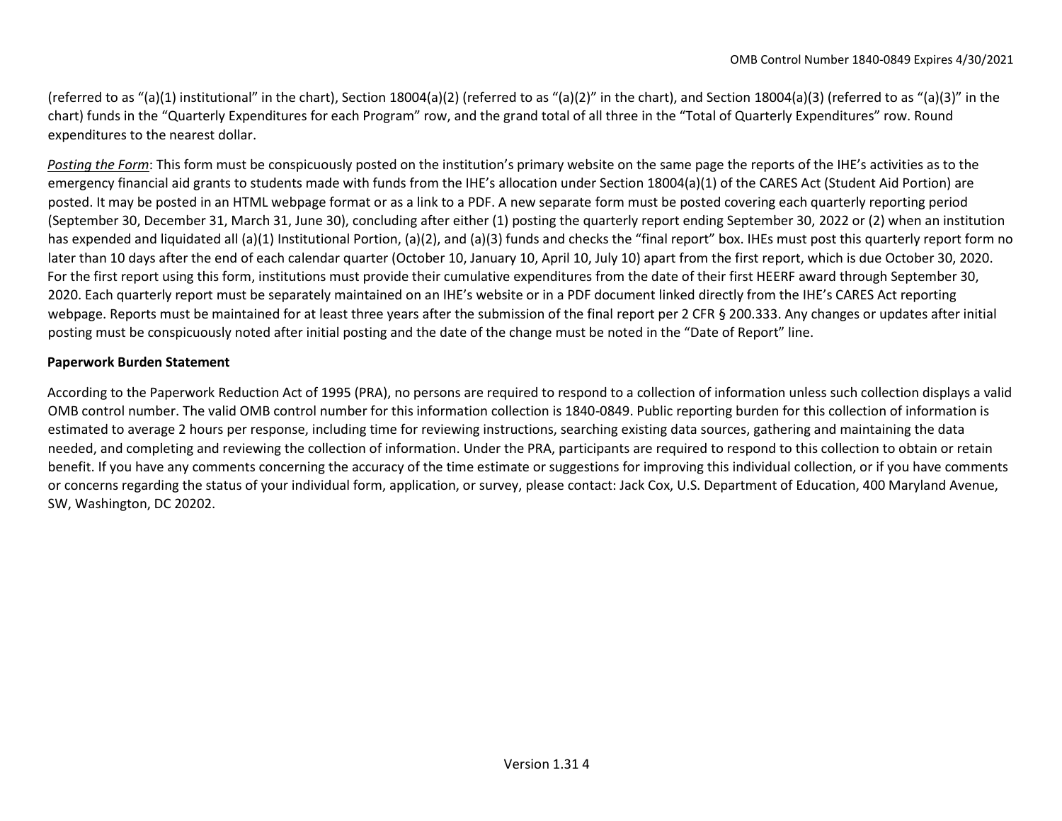(referred to as “(a)(1) institutional” in the chart), Section 18004(a)(2) (referred to as “(a)(2)” in the chart), and Section 18004(a)(3) (referred to as “(a)(3)” in the chart) funds in the “Quarterly Expenditures for each Program” row, and the grand total of all three in the “Total of Quarterly Expenditures” row. Round expenditures to the nearest dollar.

*Posting the Form*: This form must be conspicuously posted on the institution’s primary website on the same page the reports of the IHE’s activities as to the emergency financial aid grants to students made with funds from the IHE’s allocation under Section 18004(a)(1) of the CARES Act (Student Aid Portion) are posted. It may be posted in an HTML webpage format or as a link to a PDF. A new separate form must be posted covering each quarterly reporting period (September 30, December 31, March 31, June 30), concluding after either (1) posting the quarterly report ending September 30, 2022 or (2) when an institution has expended and liquidated all (a)(1) Institutional Portion, (a)(2), and (a)(3) funds and checks the “final report” box. IHEs must post this quarterly report form no later than 10 days after the end of each calendar quarter (October 10, January 10, April 10, July 10) apart from the first report, which is due October 30, 2020. For the first report using this form, institutions must provide their cumulative expenditures from the date of their first HEERF award through September 30, 2020. Each quarterly report must be separately maintained on an IHE’s website or in a PDF document linked directly from the IHE’s CARES Act reporting webpage. Reports must be maintained for at least three years after the submission of the final report per 2 CFR § 200.333. Any changes or updates after initial posting must be conspicuously noted after initial posting and the date of the change must be noted in the “Date of Report” line.

**Paperwork Burden Statement**

According to the Paperwork Reduction Act of 1995 (PRA), no persons are required to respond to a collection of information unless such collection displays a valid OMB control number. The valid OMB control number for this information collection is 1840-0849. Public reporting burden for this collection of information is estimated to average 2 hours per response, including time for reviewing instructions, searching existing data sources, gathering and maintaining the data needed, and completing and reviewing the collection of information. Under the PRA, participants are required to respond to this collection to obtain or retain benefit. If you have any comments concerning the accuracy of the time estimate or suggestions for improving this individual collection, or if you have comments or concerns regarding the status of your individual form, application, or survey, please contact: Jack Cox, U.S. Department of Education, 400 Maryland Avenue, SW, Washington, DC 20202.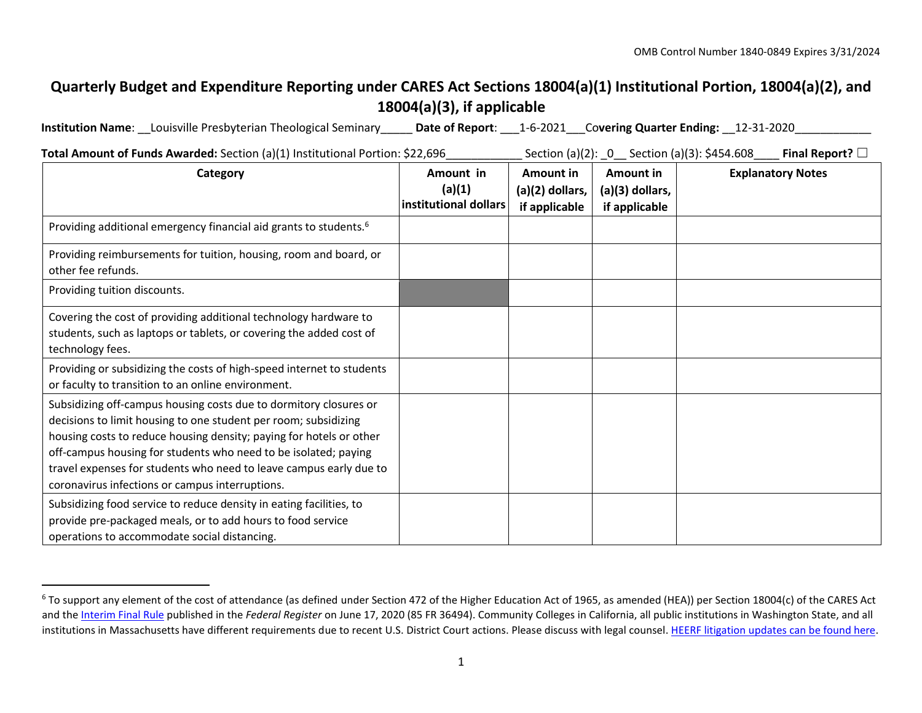OMB Control Number 1840-0849 Expires 3/31/2024

# Quarterly Budget and Expenditure Reporting under CARES Act Sections 18004(a)(1) Institutional Portion, 18004(a)(2), and 18004(a)(3), if applicable

**Institution Name**: __Louisville Presbyterian Theological Seminary_____ **Date of Report**: ___1-6-2021___**Covering Quarter Ending:** __12-31-2020____________

**Total Amount of Funds Awarded:** Section (a)(1) Institutional Portion: $22,696____________ Section (a)(2): _0__ Section (a)(3): $454.608____ **Final Report?** ☐

| Category | Amount in (a)(1) institutional dollars | Amount in (a)(2) dollars, if applicable | Amount in (a)(3) dollars, if applicable | Explanatory Notes |
|---|---|---|---|---|
| Providing additional emergency financial aid grants to students.[6] | | | | |
| Providing reimbursements for tuition, housing, room and board, or other fee refunds. | | | | |
| Providing tuition discounts. | | | | |
| Covering the cost of providing additional technology hardware to students, such as laptops or tablets, or covering the added cost of technology fees. | | | | |
| Providing or subsidizing the costs of high-speed internet to students or faculty to transition to an online environment. | | | | |
| Subsidizing off-campus housing costs due to dormitory closures or decisions to limit housing to one student per room; subsidizing housing costs to reduce housing density; paying for hotels or other off-campus housing for students who need to be isolated; paying travel expenses for students who need to leave campus early due to coronavirus infections or campus interruptions. | | | | |
| Subsidizing food service to reduce density in eating facilities, to provide pre-packaged meals, or to add hours to food service operations to accommodate social distancing. | | | | |

[6] To support any element of the cost of attendance (as defined under Section 472 of the Higher Education Act of 1965, as amended (HEA)) per Section 18004(c) of the CARES Act and the Interim Final Rule published in the *Federal Register* on June 17, 2020 (85 FR 36494). Community Colleges in California, all public institutions in Washington State, and all institutions in Massachusetts have different requirements due to recent U.S. District Court actions. Please discuss with legal counsel. HEERF litigation updates can be found here.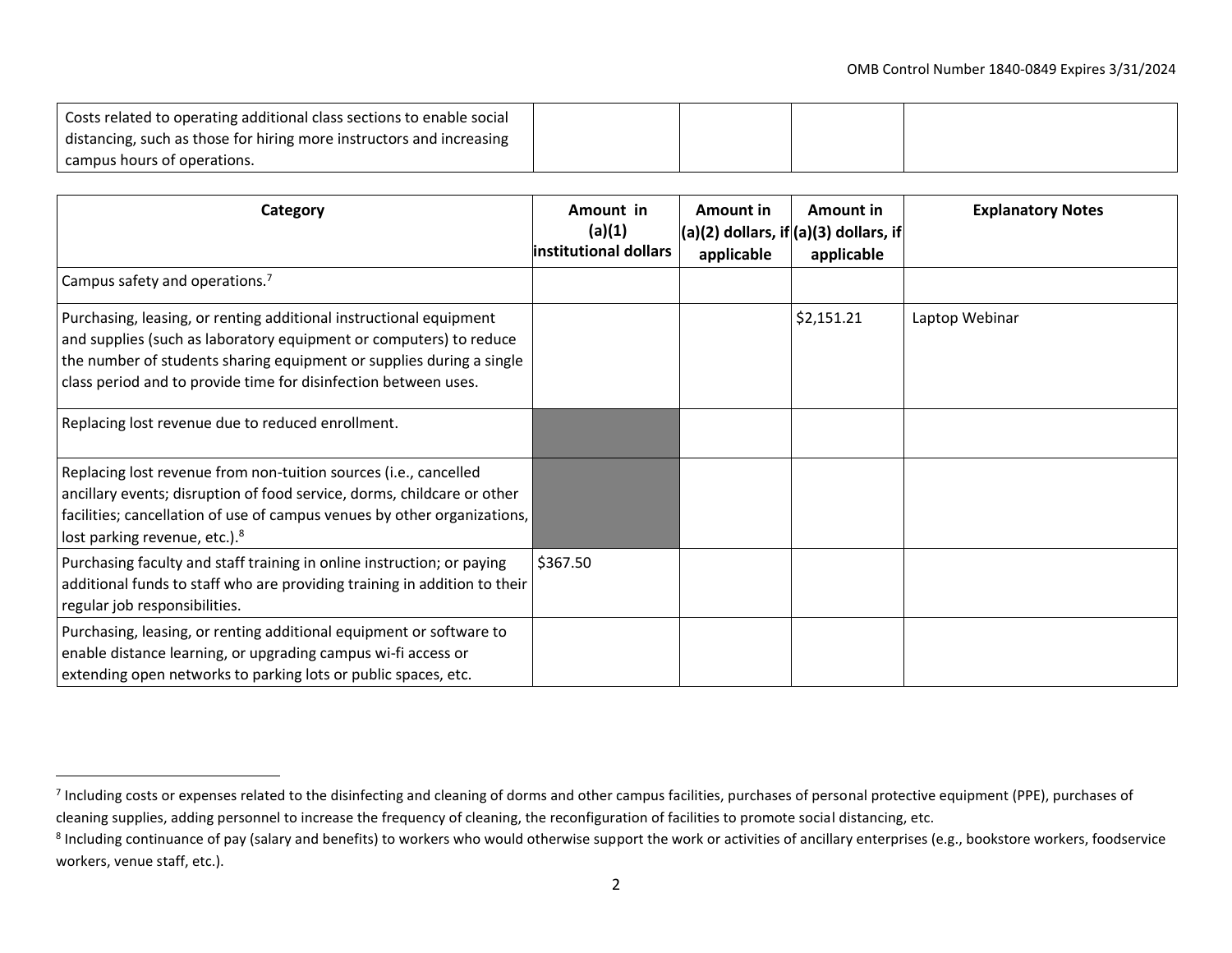| Category | Amount in (a)(1) institutional dollars | Amount in (a)(2) dollars, if applicable | Amount in (a)(3) dollars, if applicable | Explanatory Notes |
|---|---|---|---|---|
| Costs related to operating additional class sections to enable social distancing, such as those for hiring more instructors and increasing campus hours of operations. | | | | |
| Campus safety and operations.[7] | | | | |
| Purchasing, leasing, or renting additional instructional equipment and supplies (such as laboratory equipment or computers) to reduce the number of students sharing equipment or supplies during a single class period and to provide time for disinfection between uses. | | | $2,151.21 | Laptop Webinar |
| Replacing lost revenue due to reduced enrollment. | | | | |
| Replacing lost revenue from non-tuition sources (i.e., cancelled ancillary events; disruption of food service, dorms, childcare or other facilities; cancellation of use of campus venues by other organizations, lost parking revenue, etc.).[8] | | | | |
| Purchasing faculty and staff training in online instruction; or paying additional funds to staff who are providing training in addition to their regular job responsibilities. | $367.50 | | | |
| Purchasing, leasing, or renting additional equipment or software to enable distance learning, or upgrading campus wi-fi access or extending open networks to parking lots or public spaces, etc. | | | | |

[7] Including costs or expenses related to the disinfecting and cleaning of dorms and other campus facilities, purchases of personal protective equipment (PPE), purchases of cleaning supplies, adding personnel to increase the frequency of cleaning, the reconfiguration of facilities to promote social distancing, etc.

[8] Including continuance of pay (salary and benefits) to workers who would otherwise support the work or activities of ancillary enterprises (e.g., bookstore workers, foodservice workers, venue staff, etc.).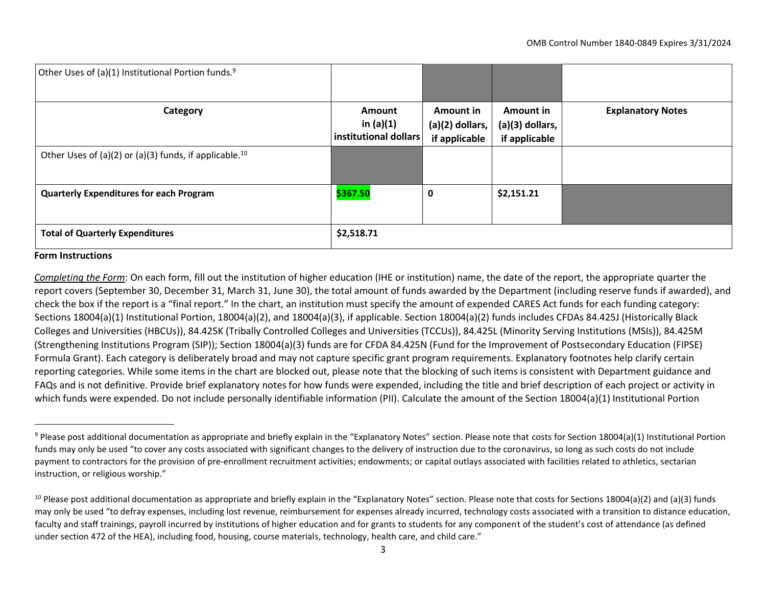| Other Uses of (a)(1) Institutional Portion funds.[9] | | | | |
|---|---|---|---|---|
| **Category** | **Amount in (a)(1) institutional dollars** | **Amount in (a)(2) dollars, if applicable** | **Amount in (a)(3) dollars, if applicable** | **Explanatory Notes** |
| Other Uses of (a)(2) or (a)(3) funds, if applicable.[10] | | | | |
| **Quarterly Expenditures for each Program** | **$367.50** | **0** | **$2,151.21** | |
| **Total of Quarterly Expenditures** | **$2,518.71** | | | |

**Form Instructions**

*Completing the Form*: On each form, fill out the institution of higher education (IHE or institution) name, the date of the report, the appropriate quarter the report covers (September 30, December 31, March 31, June 30), the total amount of funds awarded by the Department (including reserve funds if awarded), and check the box if the report is a "final report." In the chart, an institution must specify the amount of expended CARES Act funds for each funding category: Sections 18004(a)(1) Institutional Portion, 18004(a)(2), and 18004(a)(3), if applicable. Section 18004(a)(2) funds includes CFDAs 84.425J (Historically Black Colleges and Universities (HBCUs)), 84.425K (Tribally Controlled Colleges and Universities (TCCUs)), 84.425L (Minority Serving Institutions (MSIs)), 84.425M (Strengthening Institutions Program (SIP)); Section 18004(a)(3) funds are for CFDA 84.425N (Fund for the Improvement of Postsecondary Education (FIPSE) Formula Grant). Each category is deliberately broad and may not capture specific grant program requirements. Explanatory footnotes help clarify certain reporting categories. While some items in the chart are blocked out, please note that the blocking of such items is consistent with Department guidance and FAQs and is not definitive. Provide brief explanatory notes for how funds were expended, including the title and brief description of each project or activity in which funds were expended. Do not include personally identifiable information (PII). Calculate the amount of the Section 18004(a)(1) Institutional Portion

[9] Please post additional documentation as appropriate and briefly explain in the "Explanatory Notes" section. Please note that costs for Section 18004(a)(1) Institutional Portion funds may only be used "to cover any costs associated with significant changes to the delivery of instruction due to the coronavirus, so long as such costs do not include payment to contractors for the provision of pre-enrollment recruitment activities; endowments; or capital outlays associated with facilities related to athletics, sectarian instruction, or religious worship."

[10] Please post additional documentation as appropriate and briefly explain in the "Explanatory Notes" section. Please note that costs for Sections 18004(a)(2) and (a)(3) funds may only be used "to defray expenses, including lost revenue, reimbursement for expenses already incurred, technology costs associated with a transition to distance education, faculty and staff trainings, payroll incurred by institutions of higher education and for grants to students for any component of the student's cost of attendance (as defined under section 472 of the HEA), including food, housing, course materials, technology, health care, and child care."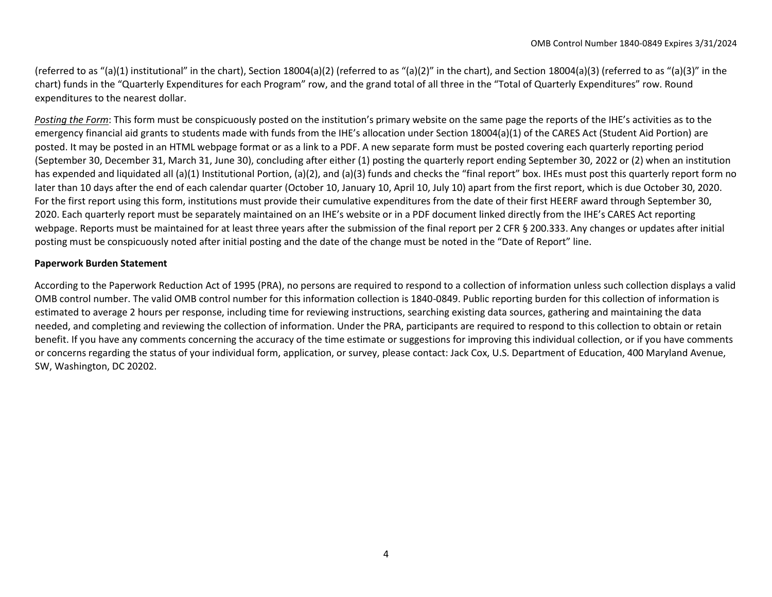(referred to as "(a)(1) institutional" in the chart), Section 18004(a)(2) (referred to as "(a)(2)" in the chart), and Section 18004(a)(3) (referred to as "(a)(3)" in the chart) funds in the "Quarterly Expenditures for each Program" row, and the grand total of all three in the "Total of Quarterly Expenditures" row. Round expenditures to the nearest dollar.

*Posting the Form*: This form must be conspicuously posted on the institution's primary website on the same page the reports of the IHE's activities as to the emergency financial aid grants to students made with funds from the IHE's allocation under Section 18004(a)(1) of the CARES Act (Student Aid Portion) are posted. It may be posted in an HTML webpage format or as a link to a PDF. A new separate form must be posted covering each quarterly reporting period (September 30, December 31, March 31, June 30), concluding after either (1) posting the quarterly report ending September 30, 2022 or (2) when an institution has expended and liquidated all (a)(1) Institutional Portion, (a)(2), and (a)(3) funds and checks the "final report" box. IHEs must post this quarterly report form no later than 10 days after the end of each calendar quarter (October 10, January 10, April 10, July 10) apart from the first report, which is due October 30, 2020. For the first report using this form, institutions must provide their cumulative expenditures from the date of their first HEERF award through September 30, 2020. Each quarterly report must be separately maintained on an IHE's website or in a PDF document linked directly from the IHE's CARES Act reporting webpage. Reports must be maintained for at least three years after the submission of the final report per 2 CFR § 200.333. Any changes or updates after initial posting must be conspicuously noted after initial posting and the date of the change must be noted in the "Date of Report" line.

**Paperwork Burden Statement**

According to the Paperwork Reduction Act of 1995 (PRA), no persons are required to respond to a collection of information unless such collection displays a valid OMB control number. The valid OMB control number for this information collection is 1840-0849. Public reporting burden for this collection of information is estimated to average 2 hours per response, including time for reviewing instructions, searching existing data sources, gathering and maintaining the data needed, and completing and reviewing the collection of information. Under the PRA, participants are required to respond to this collection to obtain or retain benefit. If you have any comments concerning the accuracy of the time estimate or suggestions for improving this individual collection, or if you have comments or concerns regarding the status of your individual form, application, or survey, please contact: Jack Cox, U.S. Department of Education, 400 Maryland Avenue, SW, Washington, DC 20202.